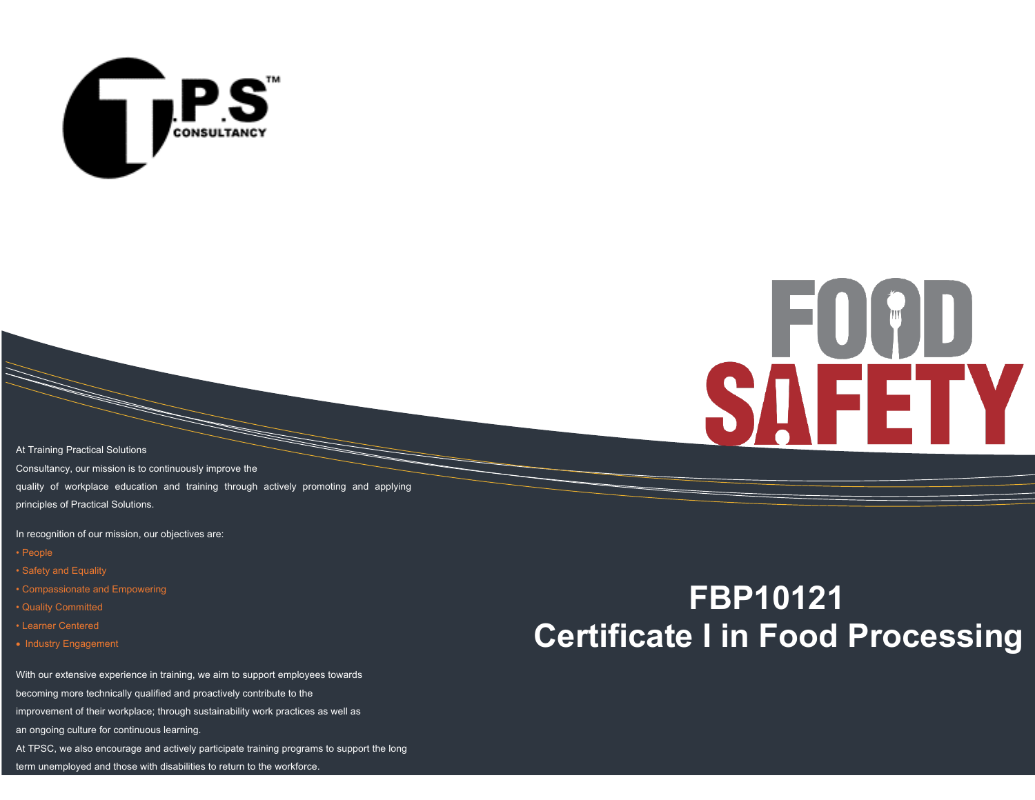T.P.S™ CONSULTANCY

# FOOD SAFETY

# FBP10121
# Certificate I in Food Processing

At Training Practical Solutions Consultancy, our mission is to continuously improve the quality of workplace education and training through actively promoting and applying principles of Practical Solutions.

In recognition of our mission, our objectives are:

- People
- Safety and Equality
- Compassionate and Empowering
- Quality Committed
- Learner Centered
- Industry Engagement

With our extensive experience in training, we aim to support employees towards becoming more technically qualified and proactively contribute to the improvement of their workplace; through sustainability work practices as well as an ongoing culture for continuous learning.

At TPSC, we also encourage and actively participate training programs to support the long term unemployed and those with disabilities to return to the workforce.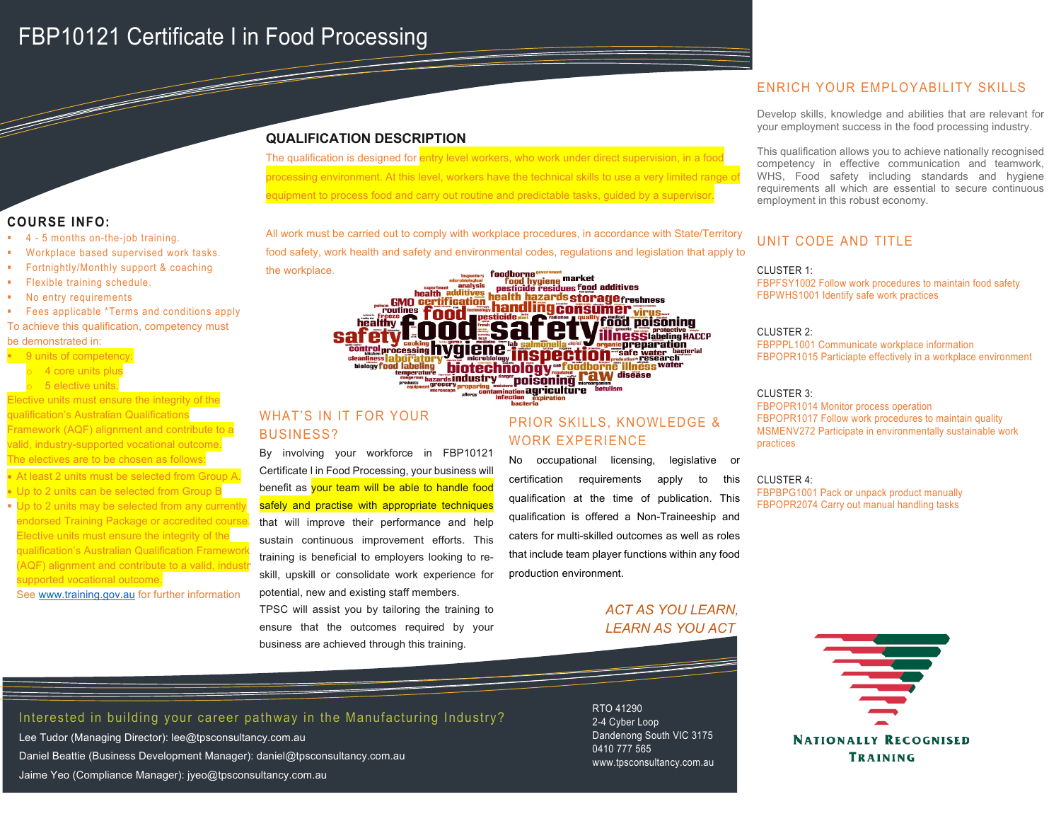# FBP10121 Certificate I in Food Processing

## COURSE INFO:

- 4 - 5 months on-the-job training.
- Workplace based supervised work tasks.
- Fortnightly/Monthly support & coaching
- Flexible training schedule.
- No entry requirements
- Fees applicable *Terms and conditions apply

To achieve this qualification, competency must be demonstrated in:

- 9 units of competency:
  - 4 core units plus
  - 5 elective units.

Elective units must ensure the integrity of the qualification's Australian Qualifications Framework (AQF) alignment and contribute to a valid, industry-supported vocational outcome.

The electives are to be chosen as follows:

- At least 2 units must be selected from Group A.
- Up to 2 units can be selected from Group B
- Up to 2 units may be selected from any currently endorsed Training Package or accredited course. Elective units must ensure the integrity of the qualification's Australian Qualification Framework (AQF) alignment and contribute to a valid, industr supported vocational outcome.

See www.training.gov.au for further information

## QUALIFICATION DESCRIPTION

The qualification is designed for entry level workers, who work under direct supervision, in a food processing environment. At this level, workers have the technical skills to use a very limited range of equipment to process food and carry out routine and predictable tasks, guided by a supervisor.

All work must be carried out to comply with workplace procedures, in accordance with State/Territory food safety, work health and safety and environmental codes, regulations and legislation that apply to the workplace.

## WHAT'S IN IT FOR YOUR BUSINESS?

By involving your workforce in FBP10121 Certificate I in Food Processing, your business will benefit as your team will be able to handle food safely and practise with appropriate techniques that will improve their performance and help sustain continuous improvement efforts. This training is beneficial to employers looking to re-skill, upskill or consolidate work experience for potential, new and existing staff members.

TPSC will assist you by tailoring the training to ensure that the outcomes required by your business are achieved through this training.

## PRIOR SKILLS, KNOWLEDGE & WORK EXPERIENCE

No occupational licensing, legislative or certification requirements apply to this qualification at the time of publication. This qualification is offered a Non-Traineeship and caters for multi-skilled outcomes as well as roles that include team player functions within any food production environment.

*ACT AS YOU LEARN, LEARN AS YOU ACT*

## ENRICH YOUR EMPLOYABILITY SKILLS

Develop skills, knowledge and abilities that are relevant for your employment success in the food processing industry.

This qualification allows you to achieve nationally recognised competency in effective communication and teamwork, WHS, Food safety including standards and hygiene requirements all which are essential to secure continuous employment in this robust economy.

## UNIT CODE AND TITLE

CLUSTER 1:
FBPFSY1002 Follow work procedures to maintain food safety
FBPWHS1001 Identify safe work practices

CLUSTER 2:
FBPPPL1001 Communicate workplace information
FBPOPR1015 Particiapte effectively in a workplace environment

CLUSTER 3:
FBPOPR1014 Monitor process operation
FBPOPR1017 Follow work procedures to maintain quality
MSMENV272 Participate in environmentally sustainable work practices

CLUSTER 4:
FBPBPG1001 Pack or unpack product manually
FBPOPR2074 Carry out manual handling tasks

Interested in building your career pathway in the Manufacturing Industry?

Lee Tudor (Managing Director): lee@tpsconsultancy.com.au
Daniel Beattie (Business Development Manager): daniel@tpsconsultancy.com.au
Jaime Yeo (Compliance Manager): jyeo@tpsconsultancy.com.au

RTO 41290
2-4 Cyber Loop
Dandenong South VIC 3175
0410 777 565
www.tpsconsultancy.com.au

NATIONALLY RECOGNISED TRAINING